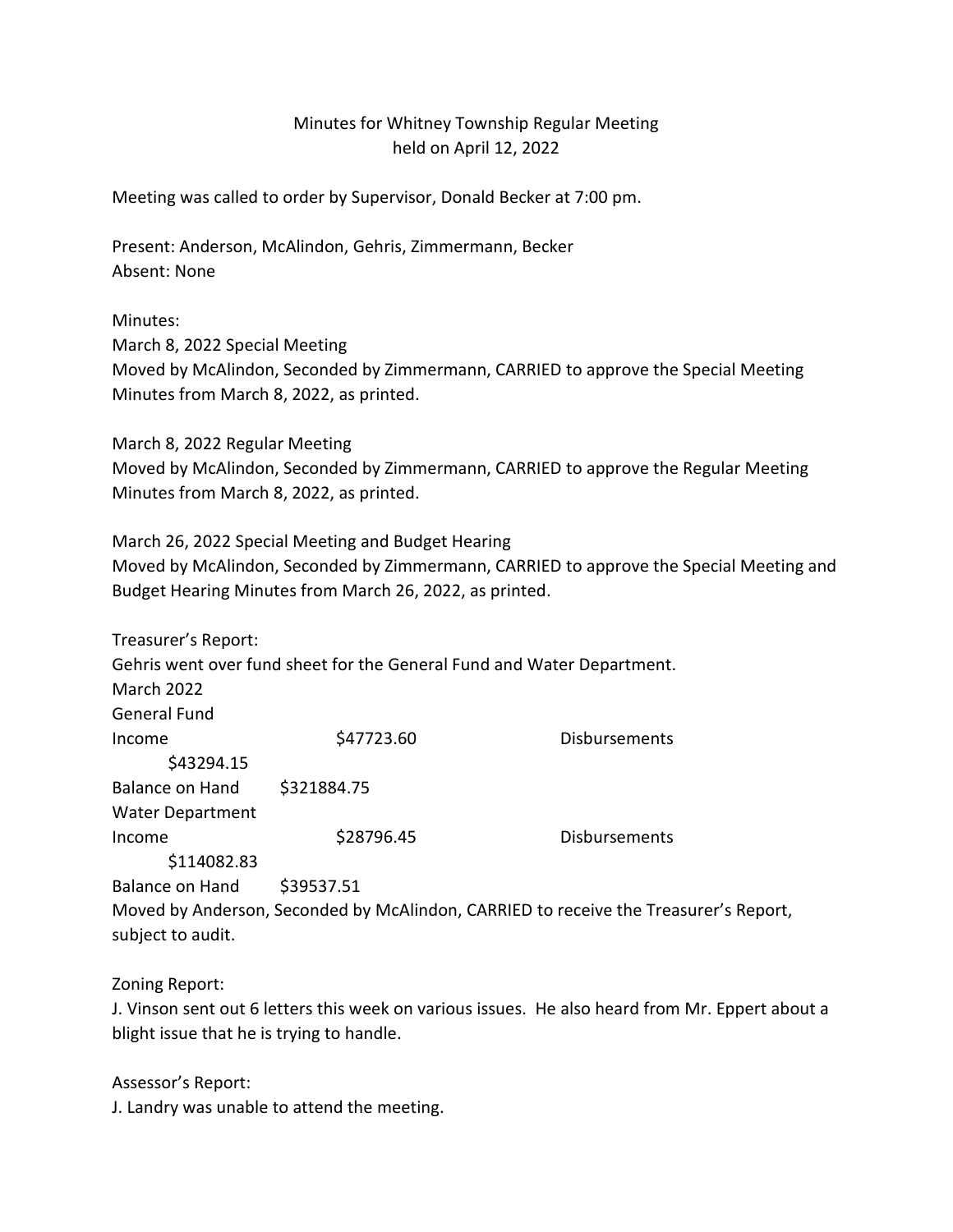Minutes for Whitney Township Regular Meeting
held on April 12, 2022

Meeting was called to order by Supervisor, Donald Becker at 7:00 pm.

Present: Anderson, McAlindon, Gehris, Zimmermann, Becker
Absent: None

Minutes:
March 8, 2022 Special Meeting
Moved by McAlindon, Seconded by Zimmermann, CARRIED to approve the Special Meeting Minutes from March 8, 2022, as printed.

March 8, 2022 Regular Meeting
Moved by McAlindon, Seconded by Zimmermann, CARRIED to approve the Regular Meeting Minutes from March 8, 2022, as printed.

March 26, 2022 Special Meeting and Budget Hearing
Moved by McAlindon, Seconded by Zimmermann, CARRIED to approve the Special Meeting and Budget Hearing Minutes from March 26, 2022, as printed.

Treasurer's Report:
Gehris went over fund sheet for the General Fund and Water Department.
March 2022
General Fund
Income $47723.60 Disbursements $43294.15
Balance on Hand $321884.75
Water Department
Income $28796.45 Disbursements $114082.83
Balance on Hand $39537.51
Moved by Anderson, Seconded by McAlindon, CARRIED to receive the Treasurer's Report, subject to audit.

Zoning Report:
J. Vinson sent out 6 letters this week on various issues. He also heard from Mr. Eppert about a blight issue that he is trying to handle.

Assessor's Report:
J. Landry was unable to attend the meeting.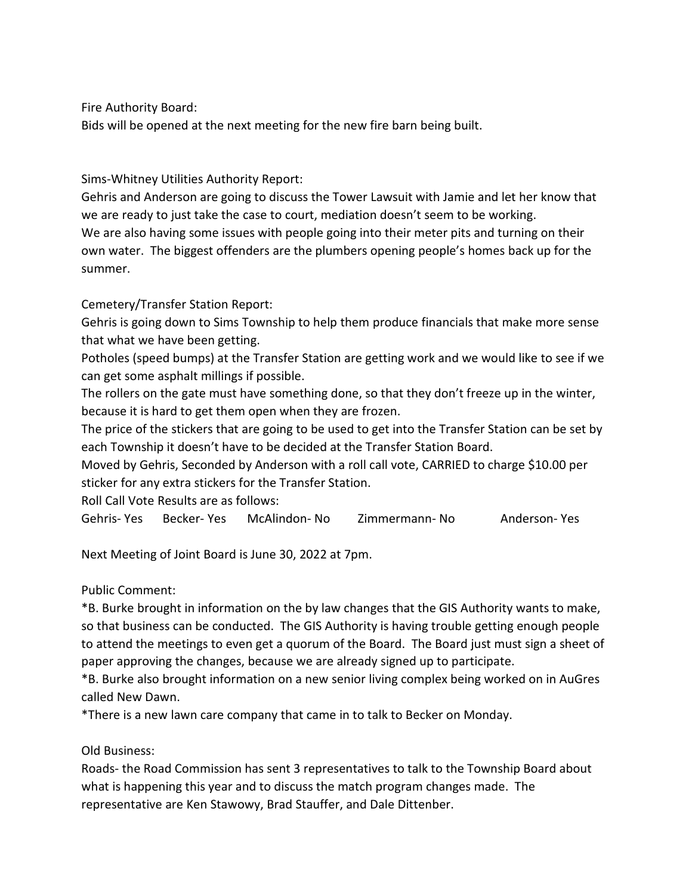Fire Authority Board:
Bids will be opened at the next meeting for the new fire barn being built.

Sims-Whitney Utilities Authority Report:
Gehris and Anderson are going to discuss the Tower Lawsuit with Jamie and let her know that we are ready to just take the case to court, mediation doesn't seem to be working.
We are also having some issues with people going into their meter pits and turning on their own water. The biggest offenders are the plumbers opening people's homes back up for the summer.

Cemetery/Transfer Station Report:
Gehris is going down to Sims Township to help them produce financials that make more sense that what we have been getting.
Potholes (speed bumps) at the Transfer Station are getting work and we would like to see if we can get some asphalt millings if possible.
The rollers on the gate must have something done, so that they don't freeze up in the winter, because it is hard to get them open when they are frozen.
The price of the stickers that are going to be used to get into the Transfer Station can be set by each Township it doesn't have to be decided at the Transfer Station Board.
Moved by Gehris, Seconded by Anderson with a roll call vote, CARRIED to charge $10.00 per sticker for any extra stickers for the Transfer Station.
Roll Call Vote Results are as follows:
Gehris- Yes Becker- Yes McAlindon- No Zimmermann- No Anderson- Yes

Next Meeting of Joint Board is June 30, 2022 at 7pm.

Public Comment:
*B. Burke brought in information on the by law changes that the GIS Authority wants to make, so that business can be conducted. The GIS Authority is having trouble getting enough people to attend the meetings to even get a quorum of the Board. The Board just must sign a sheet of paper approving the changes, because we are already signed up to participate.
*B. Burke also brought information on a new senior living complex being worked on in AuGres called New Dawn.
*There is a new lawn care company that came in to talk to Becker on Monday.

Old Business:
Roads- the Road Commission has sent 3 representatives to talk to the Township Board about what is happening this year and to discuss the match program changes made. The representative are Ken Stawowy, Brad Stauffer, and Dale Dittenber.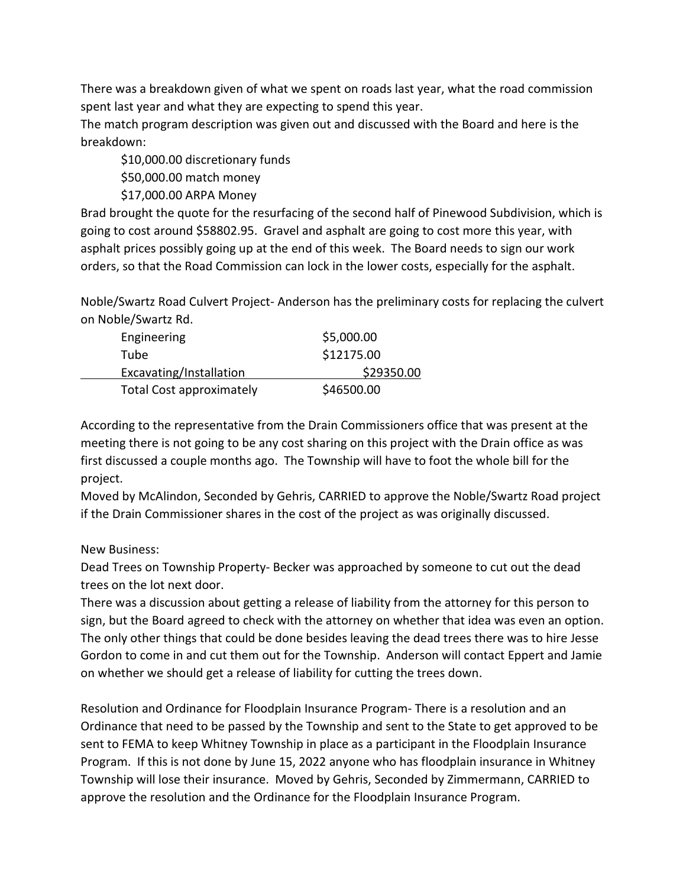There was a breakdown given of what we spent on roads last year, what the road commission spent last year and what they are expecting to spend this year.
The match program description was given out and discussed with the Board and here is the breakdown:

$10,000.00 discretionary funds
$50,000.00 match money
$17,000.00 ARPA Money

Brad brought the quote for the resurfacing of the second half of Pinewood Subdivision, which is going to cost around $58802.95. Gravel and asphalt are going to cost more this year, with asphalt prices possibly going up at the end of this week. The Board needs to sign our work orders, so that the Road Commission can lock in the lower costs, especially for the asphalt.

Noble/Swartz Road Culvert Project- Anderson has the preliminary costs for replacing the culvert on Noble/Swartz Rd.

| | |
|---|---|
| Engineering | $5,000.00 |
| Tube | $12175.00 |
| Excavating/Installation | $29350.00 |
| Total Cost approximately | $46500.00 |

According to the representative from the Drain Commissioners office that was present at the meeting there is not going to be any cost sharing on this project with the Drain office as was first discussed a couple months ago. The Township will have to foot the whole bill for the project.
Moved by McAlindon, Seconded by Gehris, CARRIED to approve the Noble/Swartz Road project if the Drain Commissioner shares in the cost of the project as was originally discussed.

New Business:
Dead Trees on Township Property- Becker was approached by someone to cut out the dead trees on the lot next door.
There was a discussion about getting a release of liability from the attorney for this person to sign, but the Board agreed to check with the attorney on whether that idea was even an option. The only other things that could be done besides leaving the dead trees there was to hire Jesse Gordon to come in and cut them out for the Township. Anderson will contact Eppert and Jamie on whether we should get a release of liability for cutting the trees down.

Resolution and Ordinance for Floodplain Insurance Program- There is a resolution and an Ordinance that need to be passed by the Township and sent to the State to get approved to be sent to FEMA to keep Whitney Township in place as a participant in the Floodplain Insurance Program. If this is not done by June 15, 2022 anyone who has floodplain insurance in Whitney Township will lose their insurance. Moved by Gehris, Seconded by Zimmermann, CARRIED to approve the resolution and the Ordinance for the Floodplain Insurance Program.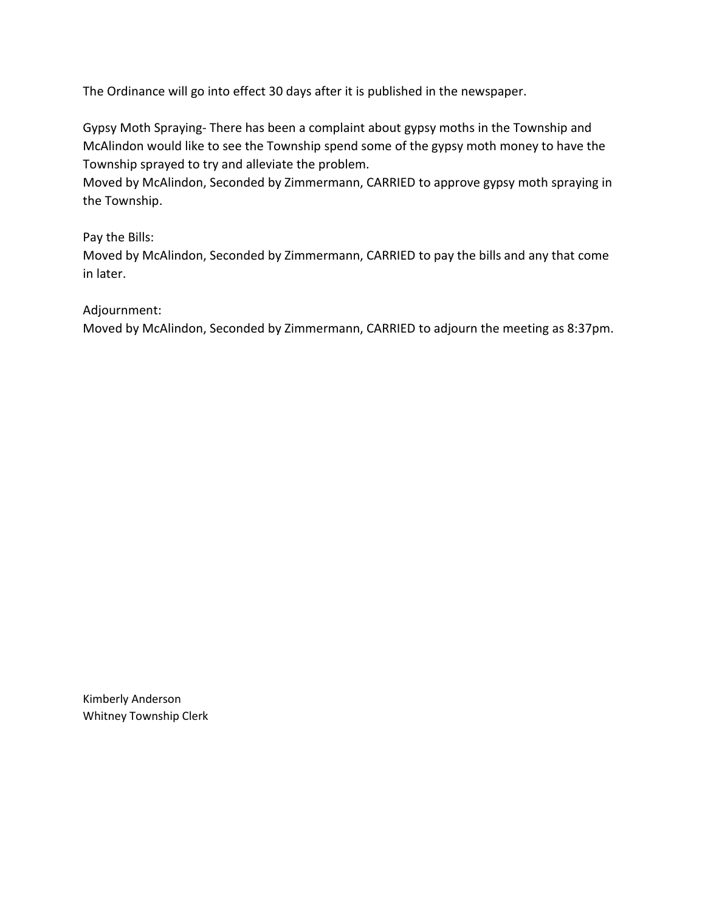The Ordinance will go into effect 30 days after it is published in the newspaper.

Gypsy Moth Spraying- There has been a complaint about gypsy moths in the Township and McAlindon would like to see the Township spend some of the gypsy moth money to have the Township sprayed to try and alleviate the problem.
Moved by McAlindon, Seconded by Zimmermann, CARRIED to approve gypsy moth spraying in the Township.

Pay the Bills:
Moved by McAlindon, Seconded by Zimmermann, CARRIED to pay the bills and any that come in later.

Adjournment:
Moved by McAlindon, Seconded by Zimmermann, CARRIED to adjourn the meeting as 8:37pm.

Kimberly Anderson
Whitney Township Clerk